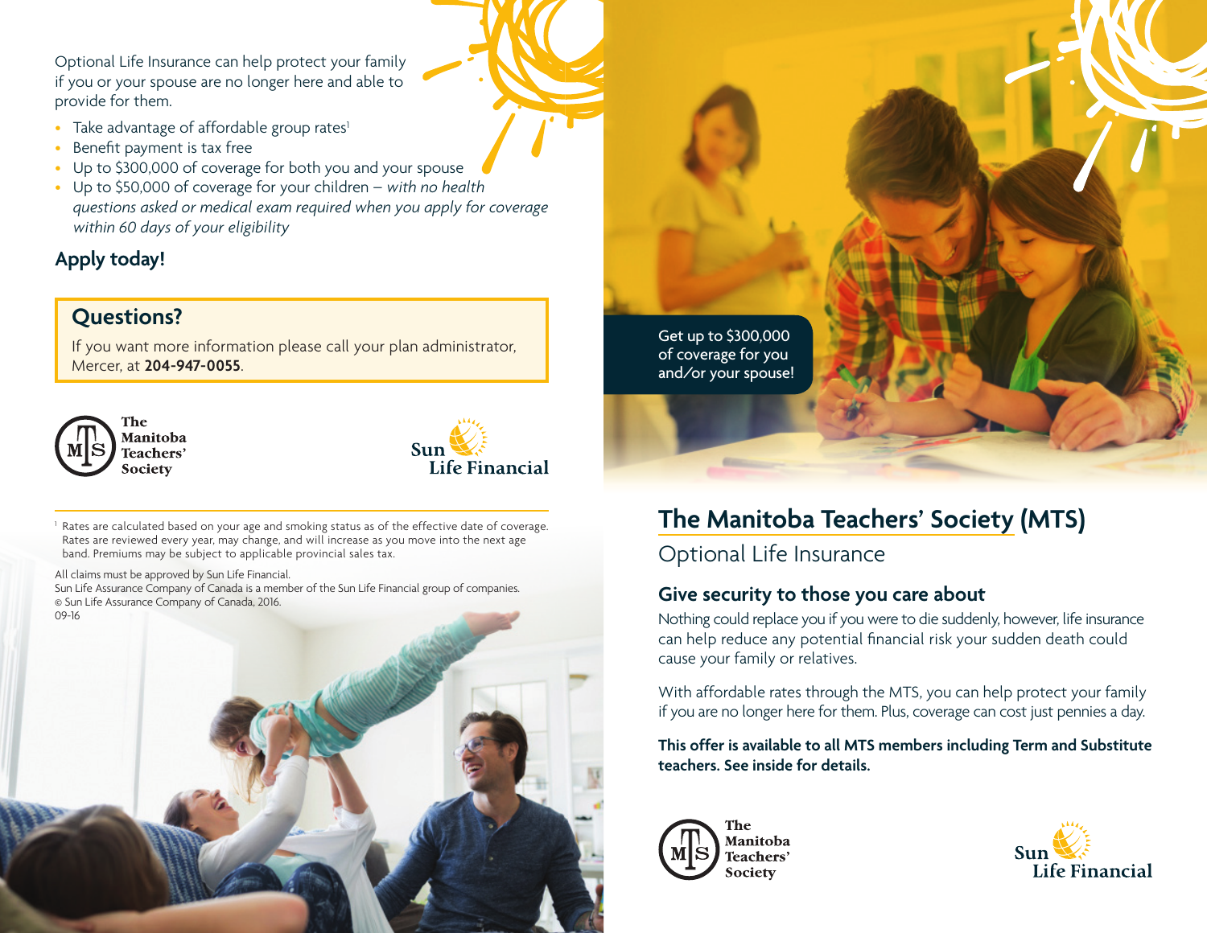Optional Life Insurance can help protect your family if you or your spouse are no longer here and able to provide for them.

- Take advantage of affordable group rates[1]
- Benefit payment is tax free
- Up to $300,000 of coverage for both you and your spouse
- Up to $50,000 of coverage for your children – *with no health questions asked or medical exam required when you apply for coverage within 60 days of your eligibility*

### Apply today!

### Questions?

If you want more information please call your plan administrator, Mercer, at **204-947-0055**.

The Manitoba Teachers' Society

Sun Life Financial

[1] Rates are calculated based on your age and smoking status as of the effective date of coverage. Rates are reviewed every year, may change, and will increase as you move into the next age band. Premiums may be subject to applicable provincial sales tax.

All claims must be approved by Sun Life Financial.
Sun Life Assurance Company of Canada is a member of the Sun Life Financial group of companies.
© Sun Life Assurance Company of Canada, 2016.
09-16

Get up to $300,000 of coverage for you and/or your spouse!

# The Manitoba Teachers' Society (MTS)

## Optional Life Insurance

### Give security to those you care about

Nothing could replace you if you were to die suddenly, however, life insurance can help reduce any potential financial risk your sudden death could cause your family or relatives.

With affordable rates through the MTS, you can help protect your family if you are no longer here for them. Plus, coverage can cost just pennies a day.

**This offer is available to all MTS members including Term and Substitute teachers. See inside for details.**

The Manitoba Teachers' Society

Sun Life Financial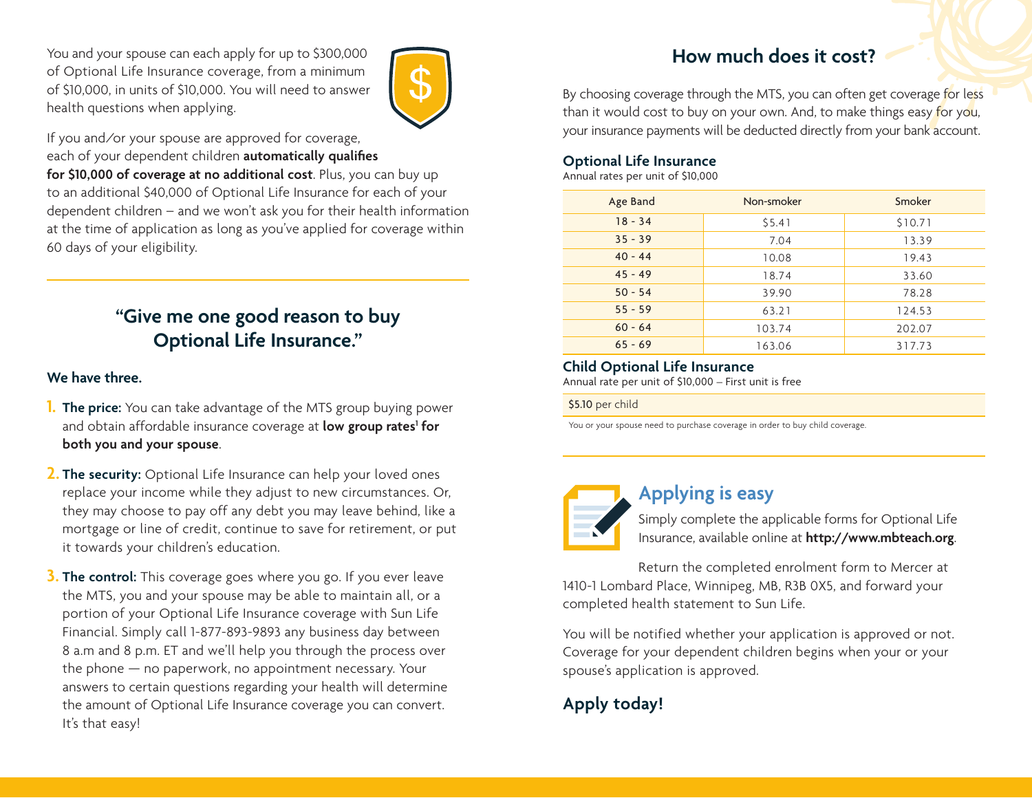You and your spouse can each apply for up to $300,000 of Optional Life Insurance coverage, from a minimum of $10,000, in units of $10,000. You will need to answer health questions when applying.

If you and/or your spouse are approved for coverage, each of your dependent children **automatically qualifies for $10,000 of coverage at no additional cost**. Plus, you can buy up to an additional $40,000 of Optional Life Insurance for each of your dependent children – and we won't ask you for their health information at the time of application as long as you've applied for coverage within 60 days of your eligibility.

## "Give me one good reason to buy Optional Life Insurance."

**We have three.**

1. **The price:** You can take advantage of the MTS group buying power and obtain affordable insurance coverage at **low group rates[1] for both you and your spouse**.
2. **The security:** Optional Life Insurance can help your loved ones replace your income while they adjust to new circumstances. Or, they may choose to pay off any debt you may leave behind, like a mortgage or line of credit, continue to save for retirement, or put it towards your children's education.
3. **The control:** This coverage goes where you go. If you ever leave the MTS, you and your spouse may be able to maintain all, or a portion of your Optional Life Insurance coverage with Sun Life Financial. Simply call 1-877-893-9893 any business day between 8 a.m and 8 p.m. ET and we'll help you through the process over the phone — no paperwork, no appointment necessary. Your answers to certain questions regarding your health will determine the amount of Optional Life Insurance coverage you can convert. It's that easy!

## How much does it cost?

By choosing coverage through the MTS, you can often get coverage for less than it would cost to buy on your own. And, to make things easy for you, your insurance payments will be deducted directly from your bank account.

### Optional Life Insurance

Annual rates per unit of $10,000

| Age Band | Non-smoker | Smoker |
|---|---|---|
| 18 - 34 | $5.41 | $10.71 |
| 35 - 39 | 7.04 | 13.39 |
| 40 - 44 | 10.08 | 19.43 |
| 45 - 49 | 18.74 | 33.60 |
| 50 - 54 | 39.90 | 78.28 |
| 55 - 59 | 63.21 | 124.53 |
| 60 - 64 | 103.74 | 202.07 |
| 65 - 69 | 163.06 | 317.73 |

### Child Optional Life Insurance

Annual rate per unit of $10,000 – First unit is free

$5.10 per child

You or your spouse need to purchase coverage in order to buy child coverage.

## Applying is easy

Simply complete the applicable forms for Optional Life Insurance, available online at **http://www.mbteach.org**.

Return the completed enrolment form to Mercer at 1410-1 Lombard Place, Winnipeg, MB, R3B 0X5, and forward your completed health statement to Sun Life.

You will be notified whether your application is approved or not. Coverage for your dependent children begins when your or your spouse's application is approved.

## Apply today!